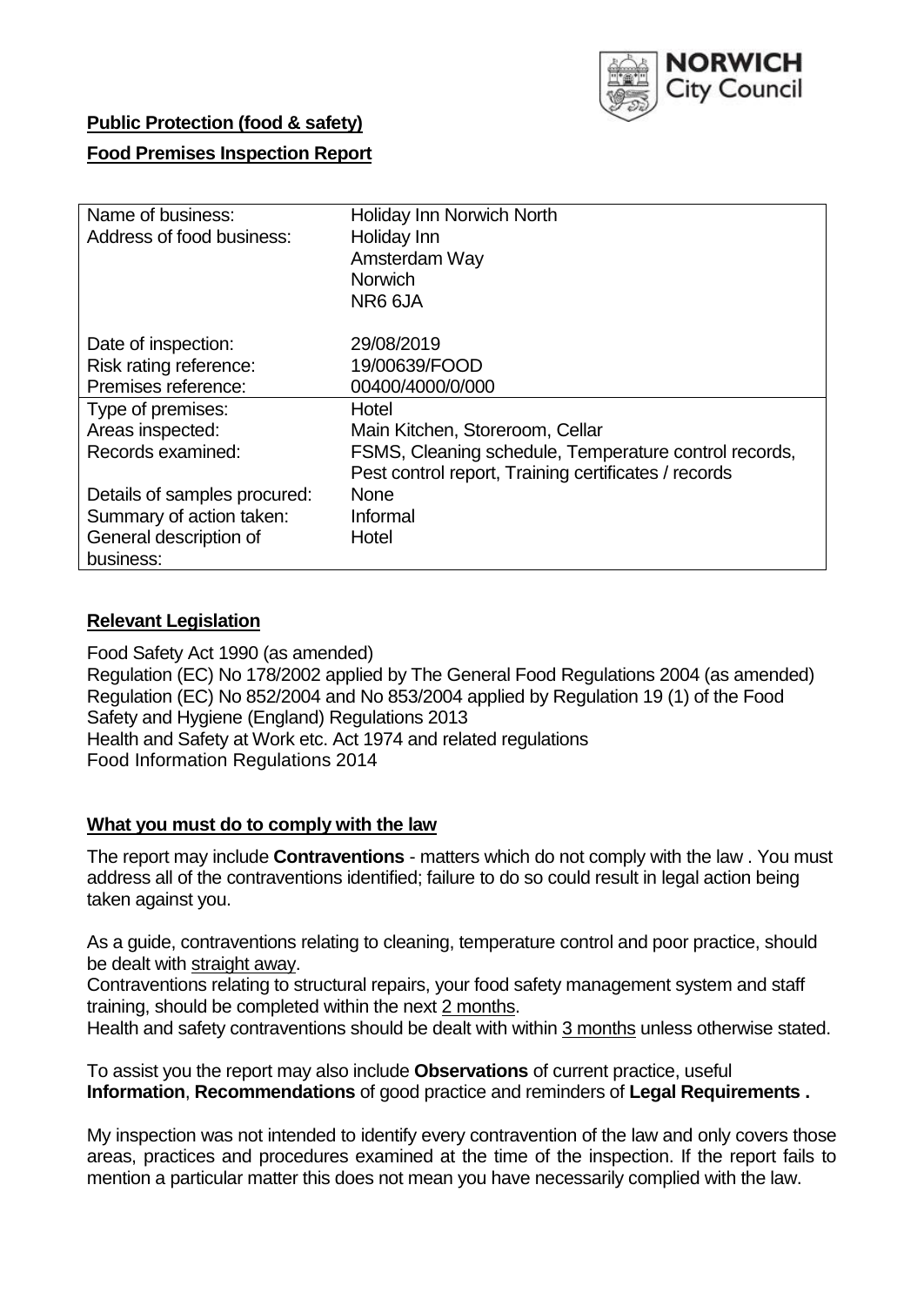NORWICH City Council

**Public Protection (food & safety)**

**Food Premises Inspection Report**

| Name of business: | Holiday Inn Norwich North |
|---|---|
| Address of food business: | Holiday Inn<br>Amsterdam Way<br>Norwich<br>NR6 6JA |
| Date of inspection: | 29/08/2019 |
| Risk rating reference: | 19/00639/FOOD |
| Premises reference: | 00400/4000/0/000 |
| Type of premises: | Hotel |
| Areas inspected: | Main Kitchen, Storeroom, Cellar |
| Records examined: | FSMS, Cleaning schedule, Temperature control records, Pest control report, Training certificates / records |
| Details of samples procured: | None |
| Summary of action taken: | Informal |
| General description of business: | Hotel |

## Relevant Legislation

Food Safety Act 1990 (as amended)
Regulation (EC) No 178/2002 applied by The General Food Regulations 2004 (as amended)
Regulation (EC) No 852/2004 and No 853/2004 applied by Regulation 19 (1) of the Food Safety and Hygiene (England) Regulations 2013
Health and Safety at Work etc. Act 1974 and related regulations
Food Information Regulations 2014

## What you must do to comply with the law

The report may include **Contraventions** - matters which do not comply with the law . You must address all of the contraventions identified; failure to do so could result in legal action being taken against you.

As a guide, contraventions relating to cleaning, temperature control and poor practice, should be dealt with straight away.

Contraventions relating to structural repairs, your food safety management system and staff training, should be completed within the next 2 months.

Health and safety contraventions should be dealt with within 3 months unless otherwise stated.

To assist you the report may also include **Observations** of current practice, useful **Information**, **Recommendations** of good practice and reminders of **Legal Requirements .**

My inspection was not intended to identify every contravention of the law and only covers those areas, practices and procedures examined at the time of the inspection. If the report fails to mention a particular matter this does not mean you have necessarily complied with the law.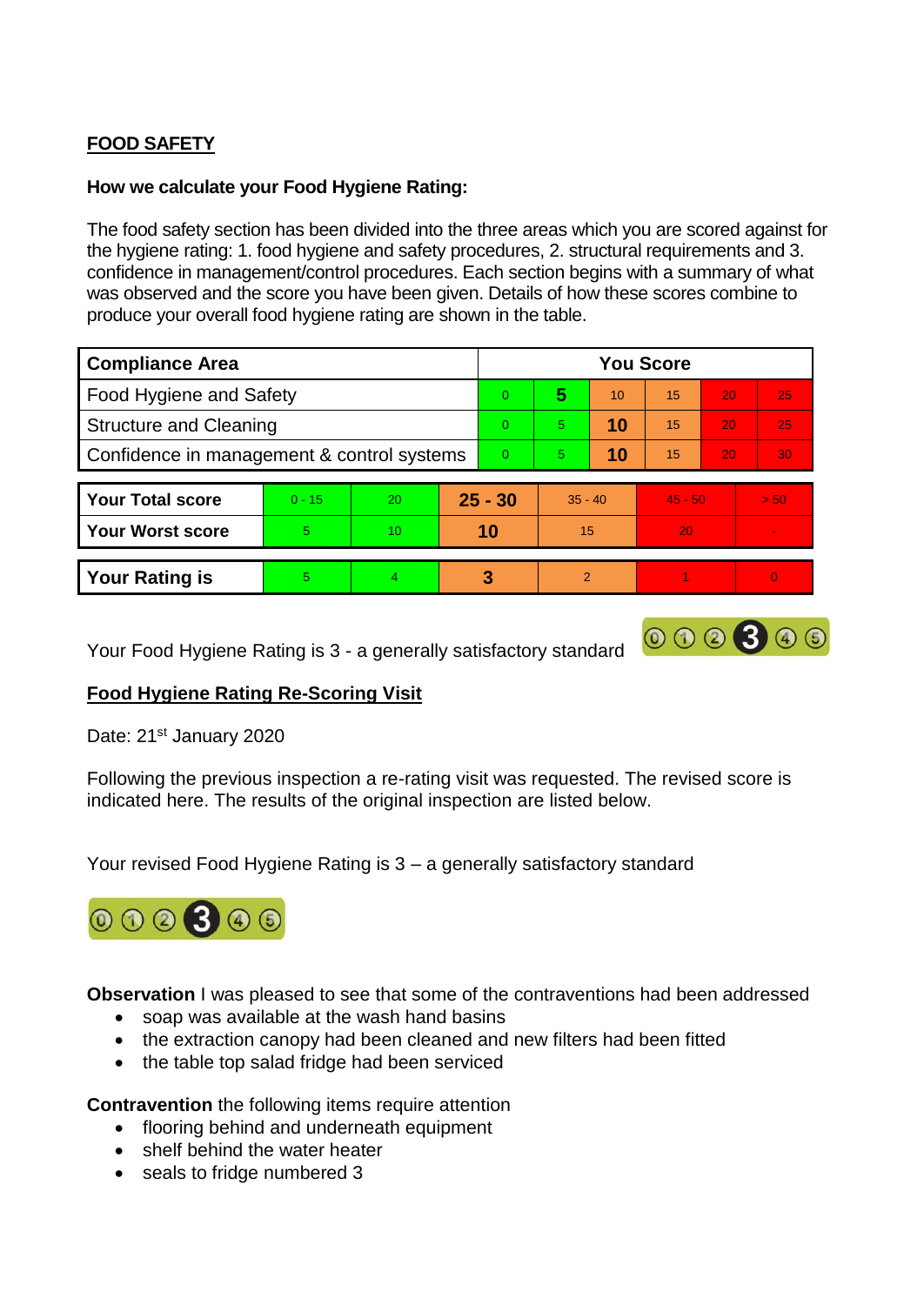## FOOD SAFETY

**How we calculate your Food Hygiene Rating:**

The food safety section has been divided into the three areas which you are scored against for the hygiene rating: 1. food hygiene and safety procedures, 2. structural requirements and 3. confidence in management/control procedures. Each section begins with a summary of what was observed and the score you have been given. Details of how these scores combine to produce your overall food hygiene rating are shown in the table.

| Compliance Area | You Score | | | | | |
|---|---|---|---|---|---|---|
| Food Hygiene and Safety | 0 | **5** | 10 | 15 | 20 | 25 |
| Structure and Cleaning | 0 | 5 | **10** | 15 | 20 | 25 |
| Confidence in management & control systems | 0 | 5 | **10** | 15 | 20 | 30 |

| | | | | | | |
|---|---|---|---|---|---|---|
| **Your Total score** | 0 - 15 | 20 | **25 - 30** | 35 - 40 | 45 - 50 | > 50 |
| **Your Worst score** | 5 | 10 | **10** | 15 | 20 | - |
| **Your Rating is** | 5 | 4 | **3** | 2 | 1 | 0 |

Your Food Hygiene Rating is 3 - a generally satisfactory standard

### Food Hygiene Rating Re-Scoring Visit

Date: 21st January 2020

Following the previous inspection a re-rating visit was requested. The revised score is indicated here. The results of the original inspection are listed below.

Your revised Food Hygiene Rating is 3 – a generally satisfactory standard

**Observation** I was pleased to see that some of the contraventions had been addressed

- soap was available at the wash hand basins
- the extraction canopy had been cleaned and new filters had been fitted
- the table top salad fridge had been serviced

**Contravention** the following items require attention

- flooring behind and underneath equipment
- shelf behind the water heater
- seals to fridge numbered 3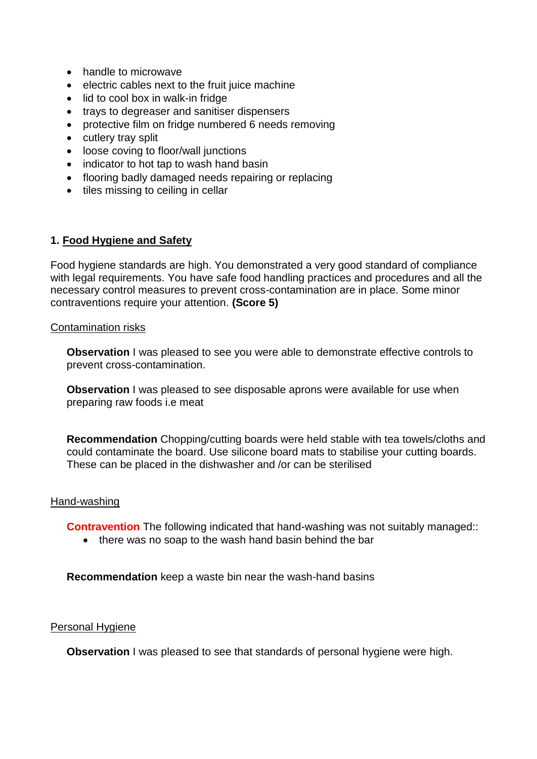- handle to microwave
- electric cables next to the fruit juice machine
- lid to cool box in walk-in fridge
- trays to degreaser and sanitiser dispensers
- protective film on fridge numbered 6 needs removing
- cutlery tray split
- loose coving to floor/wall junctions
- indicator to hot tap to wash hand basin
- flooring badly damaged needs repairing or replacing
- tiles missing to ceiling in cellar

## 1. Food Hygiene and Safety

Food hygiene standards are high. You demonstrated a very good standard of compliance with legal requirements. You have safe food handling practices and procedures and all the necessary control measures to prevent cross-contamination are in place. Some minor contraventions require your attention. **(Score 5)**

### Contamination risks

**Observation** I was pleased to see you were able to demonstrate effective controls to prevent cross-contamination.

**Observation** I was pleased to see disposable aprons were available for use when preparing raw foods i.e meat

**Recommendation** Chopping/cutting boards were held stable with tea towels/cloths and could contaminate the board. Use silicone board mats to stabilise your cutting boards. These can be placed in the dishwasher and /or can be sterilised

### Hand-washing

**Contravention** The following indicated that hand-washing was not suitably managed::

- there was no soap to the wash hand basin behind the bar

**Recommendation** keep a waste bin near the wash-hand basins

### Personal Hygiene

**Observation** I was pleased to see that standards of personal hygiene were high.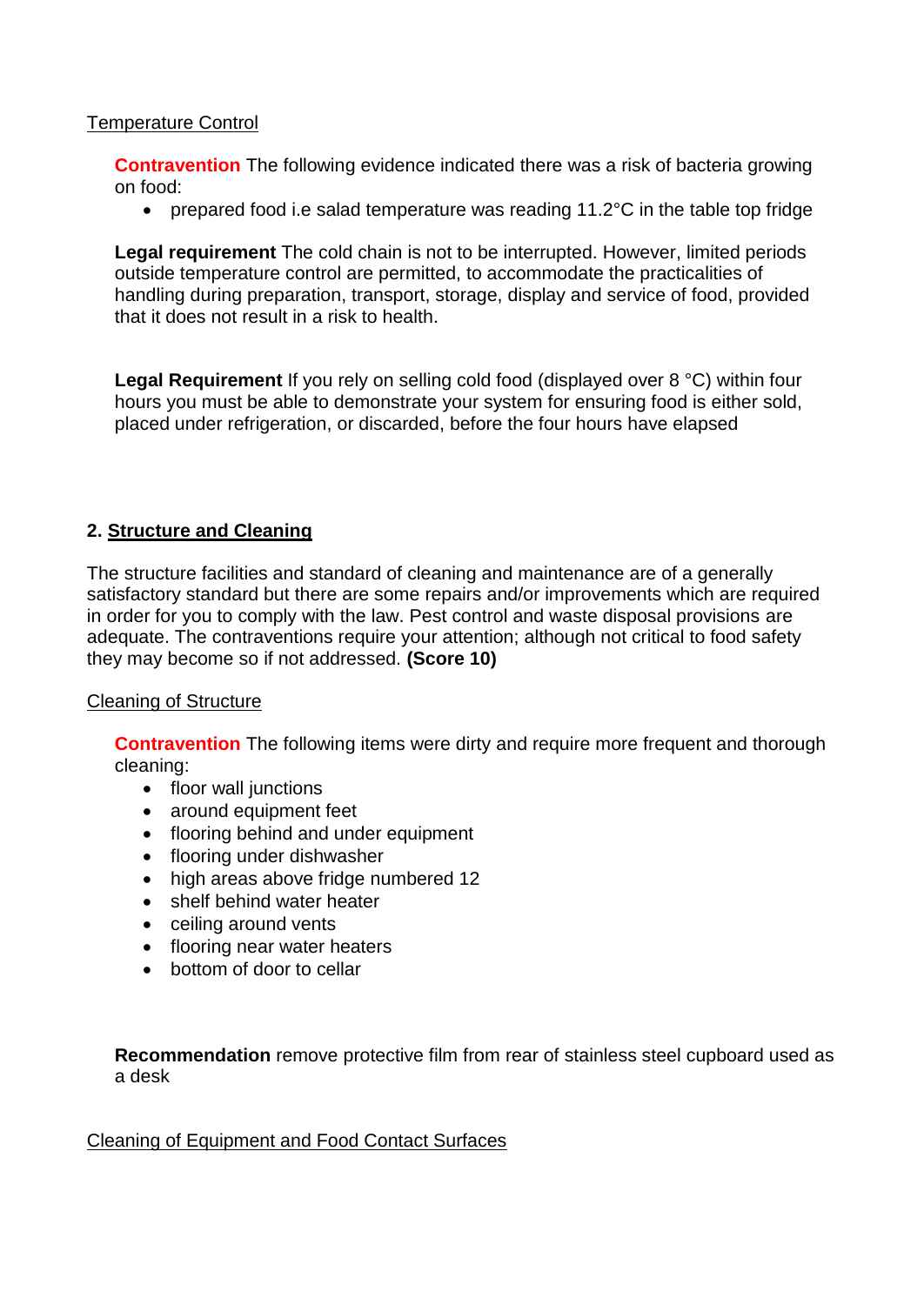Temperature Control

**Contravention** The following evidence indicated there was a risk of bacteria growing on food:

- prepared food i.e salad temperature was reading 11.2°C in the table top fridge

**Legal requirement** The cold chain is not to be interrupted. However, limited periods outside temperature control are permitted, to accommodate the practicalities of handling during preparation, transport, storage, display and service of food, provided that it does not result in a risk to health.

**Legal Requirement** If you rely on selling cold food (displayed over 8 °C) within four hours you must be able to demonstrate your system for ensuring food is either sold, placed under refrigeration, or discarded, before the four hours have elapsed

## 2. Structure and Cleaning

The structure facilities and standard of cleaning and maintenance are of a generally satisfactory standard but there are some repairs and/or improvements which are required in order for you to comply with the law. Pest control and waste disposal provisions are adequate. The contraventions require your attention; although not critical to food safety they may become so if not addressed. **(Score 10)**

Cleaning of Structure

**Contravention** The following items were dirty and require more frequent and thorough cleaning:

- floor wall junctions
- around equipment feet
- flooring behind and under equipment
- flooring under dishwasher
- high areas above fridge numbered 12
- shelf behind water heater
- ceiling around vents
- flooring near water heaters
- bottom of door to cellar

**Recommendation** remove protective film from rear of stainless steel cupboard used as a desk

Cleaning of Equipment and Food Contact Surfaces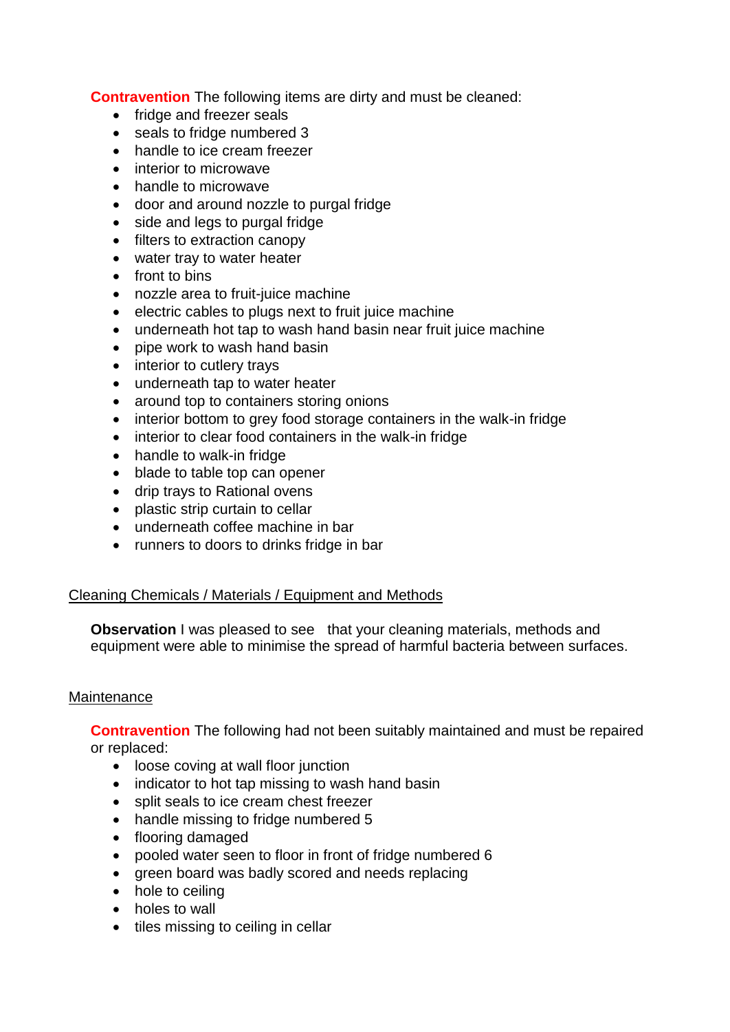**Contravention** The following items are dirty and must be cleaned:

- fridge and freezer seals
- seals to fridge numbered 3
- handle to ice cream freezer
- interior to microwave
- handle to microwave
- door and around nozzle to purgal fridge
- side and legs to purgal fridge
- filters to extraction canopy
- water tray to water heater
- front to bins
- nozzle area to fruit-juice machine
- electric cables to plugs next to fruit juice machine
- underneath hot tap to wash hand basin near fruit juice machine
- pipe work to wash hand basin
- interior to cutlery trays
- underneath tap to water heater
- around top to containers storing onions
- interior bottom to grey food storage containers in the walk-in fridge
- interior to clear food containers in the walk-in fridge
- handle to walk-in fridge
- blade to table top can opener
- drip trays to Rational ovens
- plastic strip curtain to cellar
- underneath coffee machine in bar
- runners to doors to drinks fridge in bar

Cleaning Chemicals / Materials / Equipment and Methods

**Observation** I was pleased to see that your cleaning materials, methods and equipment were able to minimise the spread of harmful bacteria between surfaces.

Maintenance

**Contravention** The following had not been suitably maintained and must be repaired or replaced:

- loose coving at wall floor junction
- indicator to hot tap missing to wash hand basin
- split seals to ice cream chest freezer
- handle missing to fridge numbered 5
- flooring damaged
- pooled water seen to floor in front of fridge numbered 6
- green board was badly scored and needs replacing
- hole to ceiling
- holes to wall
- tiles missing to ceiling in cellar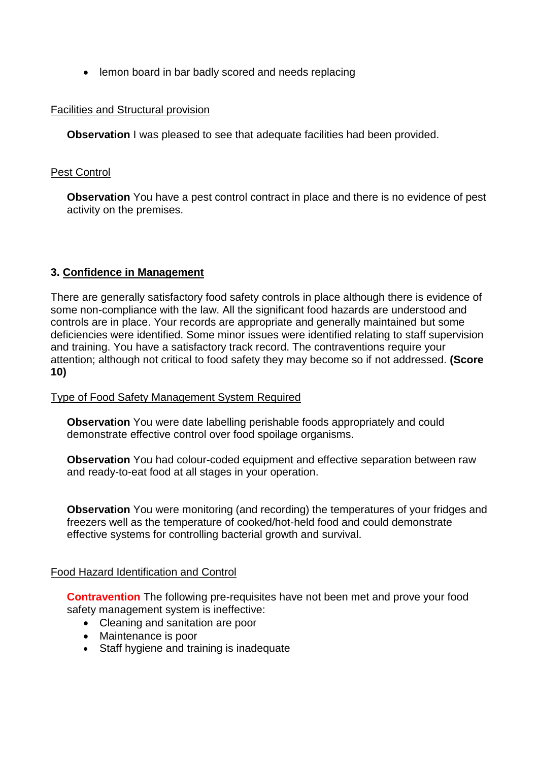- lemon board in bar badly scored and needs replacing

Facilities and Structural provision

**Observation** I was pleased to see that adequate facilities had been provided.

Pest Control

**Observation** You have a pest control contract in place and there is no evidence of pest activity on the premises.

## 3. Confidence in Management

There are generally satisfactory food safety controls in place although there is evidence of some non-compliance with the law. All the significant food hazards are understood and controls are in place. Your records are appropriate and generally maintained but some deficiencies were identified. Some minor issues were identified relating to staff supervision and training. You have a satisfactory track record. The contraventions require your attention; although not critical to food safety they may become so if not addressed. **(Score 10)**

Type of Food Safety Management System Required

**Observation** You were date labelling perishable foods appropriately and could demonstrate effective control over food spoilage organisms.

**Observation** You had colour-coded equipment and effective separation between raw and ready-to-eat food at all stages in your operation.

**Observation** You were monitoring (and recording) the temperatures of your fridges and freezers well as the temperature of cooked/hot-held food and could demonstrate effective systems for controlling bacterial growth and survival.

Food Hazard Identification and Control

**Contravention** The following pre-requisites have not been met and prove your food safety management system is ineffective:

- Cleaning and sanitation are poor
- Maintenance is poor
- Staff hygiene and training is inadequate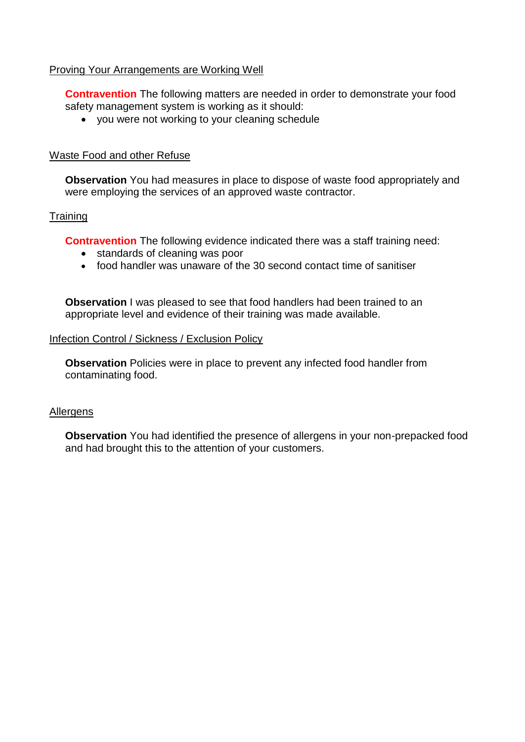Proving Your Arrangements are Working Well

**Contravention** The following matters are needed in order to demonstrate your food safety management system is working as it should:

- you were not working to your cleaning schedule

Waste Food and other Refuse

**Observation** You had measures in place to dispose of waste food appropriately and were employing the services of an approved waste contractor.

Training

**Contravention** The following evidence indicated there was a staff training need:

- standards of cleaning was poor
- food handler was unaware of the 30 second contact time of sanitiser

**Observation** I was pleased to see that food handlers had been trained to an appropriate level and evidence of their training was made available.

Infection Control / Sickness / Exclusion Policy

**Observation** Policies were in place to prevent any infected food handler from contaminating food.

Allergens

**Observation** You had identified the presence of allergens in your non-prepacked food and had brought this to the attention of your customers.